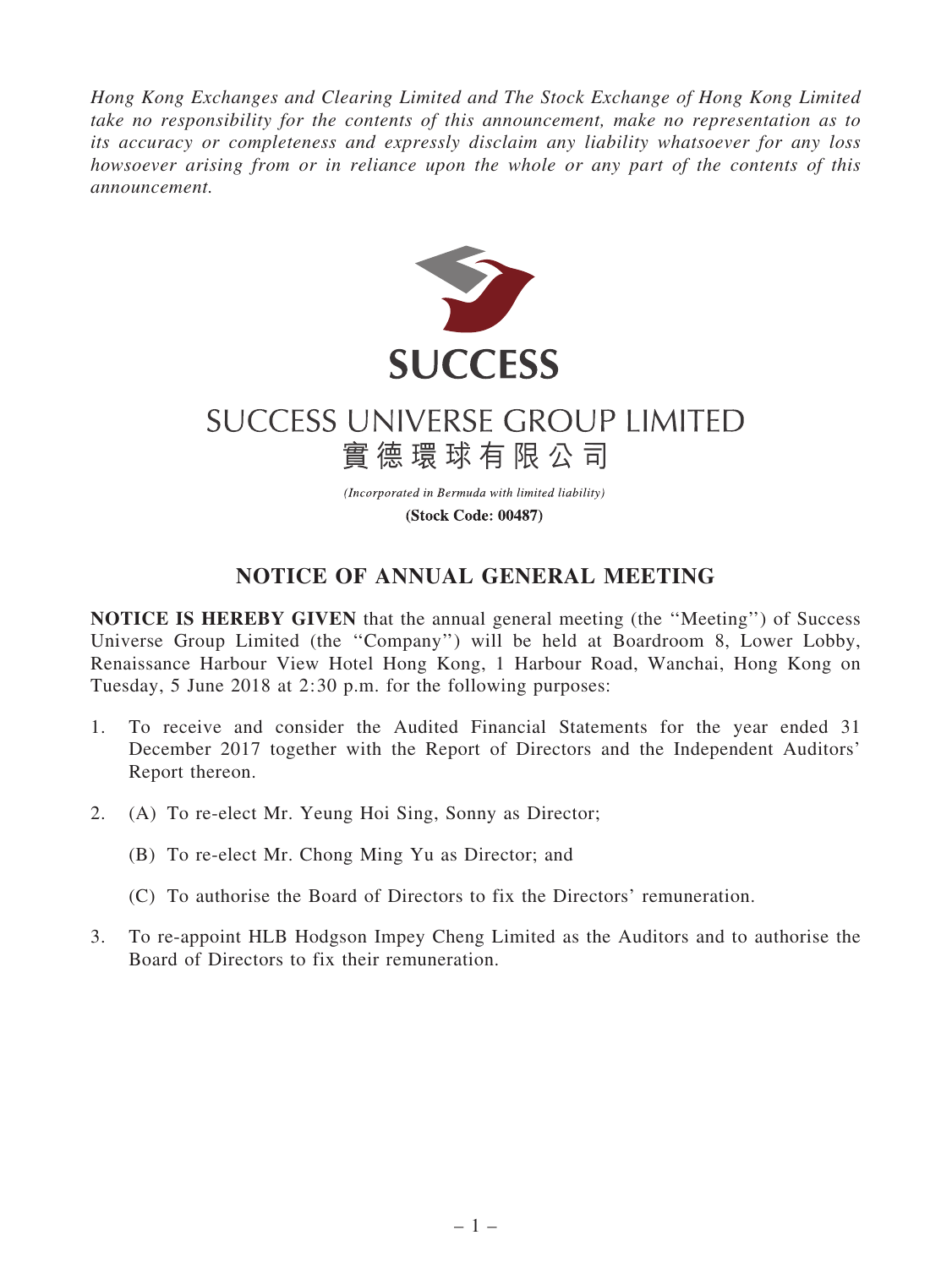*Hong Kong Exchanges and Clearing Limited and The Stock Exchange of Hong Kong Limited take no responsibility for the contents of this announcement, make no representation as to its accuracy or completeness and expressly disclaim any liability whatsoever for any loss howsoever arising from or in reliance upon the whole or any part of the contents of this announcement.*

**SUCCESS**

# SUCCESS UNIVERSE GROUP LIMITED
# 實德環球有限公司

*(Incorporated in Bermuda with limited liability)*

**(Stock Code: 00487)**

## NOTICE OF ANNUAL GENERAL MEETING

**NOTICE IS HEREBY GIVEN** that the annual general meeting (the "Meeting") of Success Universe Group Limited (the "Company") will be held at Boardroom 8, Lower Lobby, Renaissance Harbour View Hotel Hong Kong, 1 Harbour Road, Wanchai, Hong Kong on Tuesday, 5 June 2018 at 2:30 p.m. for the following purposes:

1. To receive and consider the Audited Financial Statements for the year ended 31 December 2017 together with the Report of Directors and the Independent Auditors' Report thereon.

2. (A) To re-elect Mr. Yeung Hoi Sing, Sonny as Director;

   (B) To re-elect Mr. Chong Ming Yu as Director; and

   (C) To authorise the Board of Directors to fix the Directors' remuneration.

3. To re-appoint HLB Hodgson Impey Cheng Limited as the Auditors and to authorise the Board of Directors to fix their remuneration.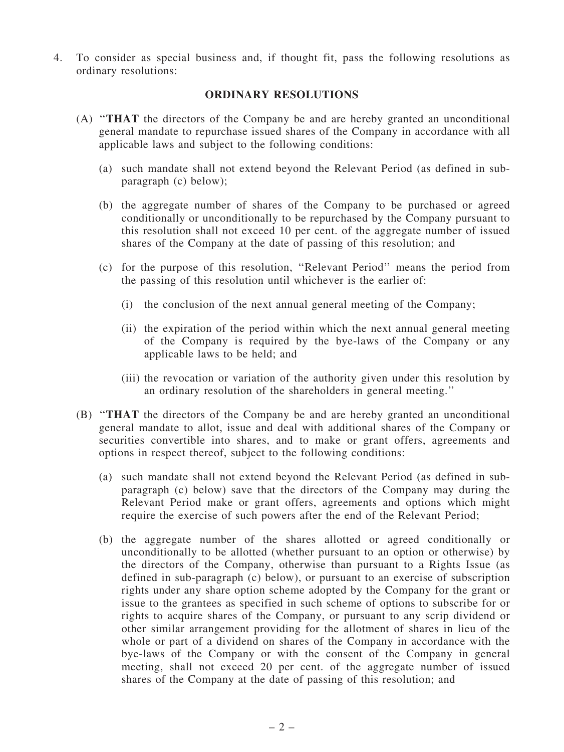4. To consider as special business and, if thought fit, pass the following resolutions as ordinary resolutions:

**ORDINARY RESOLUTIONS**

(A) "**THAT** the directors of the Company be and are hereby granted an unconditional general mandate to repurchase issued shares of the Company in accordance with all applicable laws and subject to the following conditions:

(a) such mandate shall not extend beyond the Relevant Period (as defined in sub-paragraph (c) below);

(b) the aggregate number of shares of the Company to be purchased or agreed conditionally or unconditionally to be repurchased by the Company pursuant to this resolution shall not exceed 10 per cent. of the aggregate number of issued shares of the Company at the date of passing of this resolution; and

(c) for the purpose of this resolution, "Relevant Period" means the period from the passing of this resolution until whichever is the earlier of:

(i) the conclusion of the next annual general meeting of the Company;

(ii) the expiration of the period within which the next annual general meeting of the Company is required by the bye-laws of the Company or any applicable laws to be held; and

(iii) the revocation or variation of the authority given under this resolution by an ordinary resolution of the shareholders in general meeting."

(B) "**THAT** the directors of the Company be and are hereby granted an unconditional general mandate to allot, issue and deal with additional shares of the Company or securities convertible into shares, and to make or grant offers, agreements and options in respect thereof, subject to the following conditions:

(a) such mandate shall not extend beyond the Relevant Period (as defined in sub-paragraph (c) below) save that the directors of the Company may during the Relevant Period make or grant offers, agreements and options which might require the exercise of such powers after the end of the Relevant Period;

(b) the aggregate number of the shares allotted or agreed conditionally or unconditionally to be allotted (whether pursuant to an option or otherwise) by the directors of the Company, otherwise than pursuant to a Rights Issue (as defined in sub-paragraph (c) below), or pursuant to an exercise of subscription rights under any share option scheme adopted by the Company for the grant or issue to the grantees as specified in such scheme of options to subscribe for or rights to acquire shares of the Company, or pursuant to any scrip dividend or other similar arrangement providing for the allotment of shares in lieu of the whole or part of a dividend on shares of the Company in accordance with the bye-laws of the Company or with the consent of the Company in general meeting, shall not exceed 20 per cent. of the aggregate number of issued shares of the Company at the date of passing of this resolution; and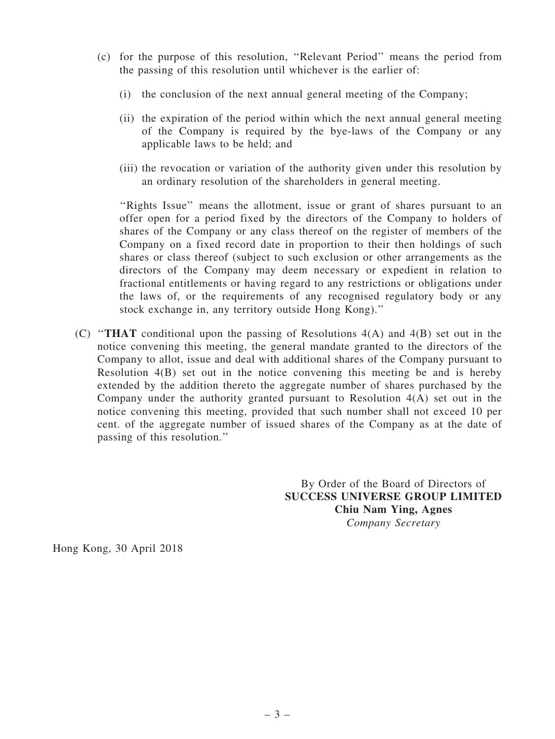(c) for the purpose of this resolution, ''Relevant Period'' means the period from the passing of this resolution until whichever is the earlier of:

    (i) the conclusion of the next annual general meeting of the Company;

    (ii) the expiration of the period within which the next annual general meeting of the Company is required by the bye-laws of the Company or any applicable laws to be held; and

    (iii) the revocation or variation of the authority given under this resolution by an ordinary resolution of the shareholders in general meeting.

    ''Rights Issue'' means the allotment, issue or grant of shares pursuant to an offer open for a period fixed by the directors of the Company to holders of shares of the Company or any class thereof on the register of members of the Company on a fixed record date in proportion to their then holdings of such shares or class thereof (subject to such exclusion or other arrangements as the directors of the Company may deem necessary or expedient in relation to fractional entitlements or having regard to any restrictions or obligations under the laws of, or the requirements of any recognised regulatory body or any stock exchange in, any territory outside Hong Kong).''

(C) ''**THAT** conditional upon the passing of Resolutions 4(A) and 4(B) set out in the notice convening this meeting, the general mandate granted to the directors of the Company to allot, issue and deal with additional shares of the Company pursuant to Resolution 4(B) set out in the notice convening this meeting be and is hereby extended by the addition thereto the aggregate number of shares purchased by the Company under the authority granted pursuant to Resolution 4(A) set out in the notice convening this meeting, provided that such number shall not exceed 10 per cent. of the aggregate number of issued shares of the Company as at the date of passing of this resolution.''

By Order of the Board of Directors of
**SUCCESS UNIVERSE GROUP LIMITED**
**Chiu Nam Ying, Agnes**
*Company Secretary*

Hong Kong, 30 April 2018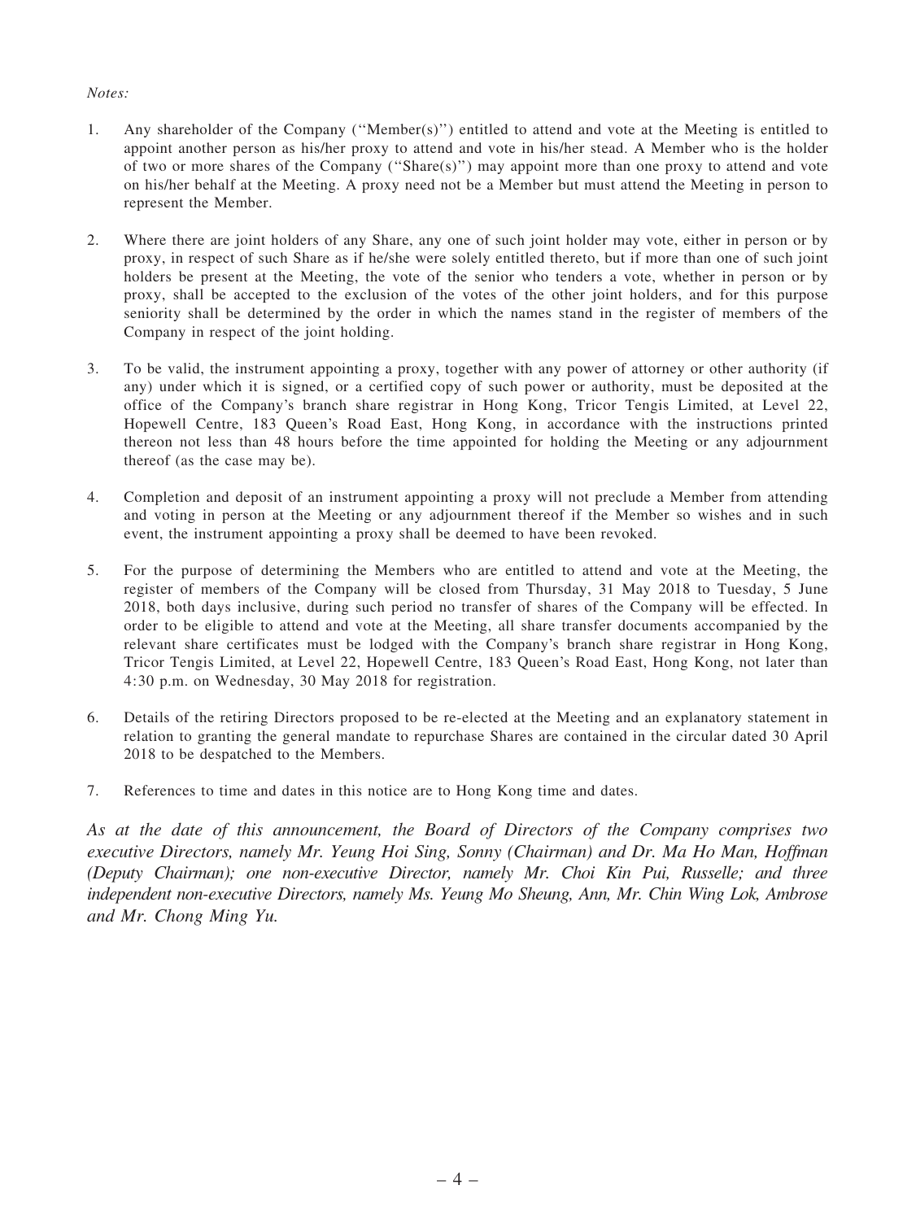*Notes:*

1. Any shareholder of the Company (''Member(s)'') entitled to attend and vote at the Meeting is entitled to appoint another person as his/her proxy to attend and vote in his/her stead. A Member who is the holder of two or more shares of the Company (''Share(s)'') may appoint more than one proxy to attend and vote on his/her behalf at the Meeting. A proxy need not be a Member but must attend the Meeting in person to represent the Member.

2. Where there are joint holders of any Share, any one of such joint holder may vote, either in person or by proxy, in respect of such Share as if he/she were solely entitled thereto, but if more than one of such joint holders be present at the Meeting, the vote of the senior who tenders a vote, whether in person or by proxy, shall be accepted to the exclusion of the votes of the other joint holders, and for this purpose seniority shall be determined by the order in which the names stand in the register of members of the Company in respect of the joint holding.

3. To be valid, the instrument appointing a proxy, together with any power of attorney or other authority (if any) under which it is signed, or a certified copy of such power or authority, must be deposited at the office of the Company's branch share registrar in Hong Kong, Tricor Tengis Limited, at Level 22, Hopewell Centre, 183 Queen's Road East, Hong Kong, in accordance with the instructions printed thereon not less than 48 hours before the time appointed for holding the Meeting or any adjournment thereof (as the case may be).

4. Completion and deposit of an instrument appointing a proxy will not preclude a Member from attending and voting in person at the Meeting or any adjournment thereof if the Member so wishes and in such event, the instrument appointing a proxy shall be deemed to have been revoked.

5. For the purpose of determining the Members who are entitled to attend and vote at the Meeting, the register of members of the Company will be closed from Thursday, 31 May 2018 to Tuesday, 5 June 2018, both days inclusive, during such period no transfer of shares of the Company will be effected. In order to be eligible to attend and vote at the Meeting, all share transfer documents accompanied by the relevant share certificates must be lodged with the Company's branch share registrar in Hong Kong, Tricor Tengis Limited, at Level 22, Hopewell Centre, 183 Queen's Road East, Hong Kong, not later than 4:30 p.m. on Wednesday, 30 May 2018 for registration.

6. Details of the retiring Directors proposed to be re-elected at the Meeting and an explanatory statement in relation to granting the general mandate to repurchase Shares are contained in the circular dated 30 April 2018 to be despatched to the Members.

7. References to time and dates in this notice are to Hong Kong time and dates.

*As at the date of this announcement, the Board of Directors of the Company comprises two executive Directors, namely Mr. Yeung Hoi Sing, Sonny (Chairman) and Dr. Ma Ho Man, Hoffman (Deputy Chairman); one non-executive Director, namely Mr. Choi Kin Pui, Russelle; and three independent non-executive Directors, namely Ms. Yeung Mo Sheung, Ann, Mr. Chin Wing Lok, Ambrose and Mr. Chong Ming Yu.*